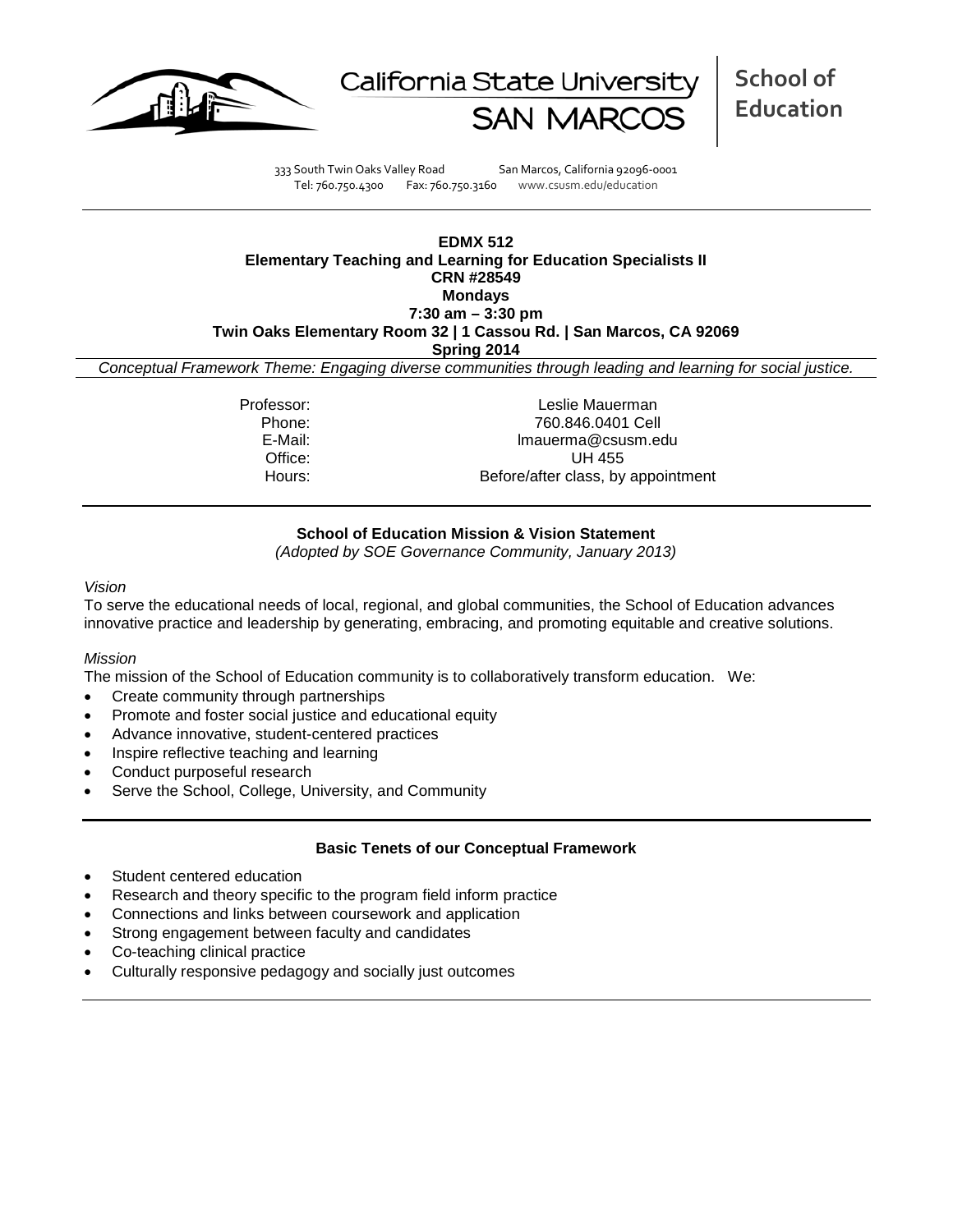California State University SAN MARCOS

**School of Education**

333 South Twin Oaks Valley Road San Marcos, California 92096-0001
Tel: 760.750.4300 Fax: 760.750.3160 www.csusm.edu/education

**EDMX 512**
**Elementary Teaching and Learning for Education Specialists II**
**CRN #28549**
**Mondays**
**7:30 am – 3:30 pm**
**Twin Oaks Elementary Room 32 | 1 Cassou Rd. | San Marcos, CA 92069**
**Spring 2014**

*Conceptual Framework Theme: Engaging diverse communities through leading and learning for social justice.*

| | |
|---|---|
| Professor: | Leslie Mauerman |
| Phone: | 760.846.0401 Cell |
| E-Mail: | lmauerma@csusm.edu |
| Office: | UH 455 |
| Hours: | Before/after class, by appointment |

## School of Education Mission & Vision Statement

*(Adopted by SOE Governance Community, January 2013)*

*Vision*

To serve the educational needs of local, regional, and global communities, the School of Education advances innovative practice and leadership by generating, embracing, and promoting equitable and creative solutions.

*Mission*

The mission of the School of Education community is to collaboratively transform education. We:

- Create community through partnerships
- Promote and foster social justice and educational equity
- Advance innovative, student-centered practices
- Inspire reflective teaching and learning
- Conduct purposeful research
- Serve the School, College, University, and Community

## Basic Tenets of our Conceptual Framework

- Student centered education
- Research and theory specific to the program field inform practice
- Connections and links between coursework and application
- Strong engagement between faculty and candidates
- Co-teaching clinical practice
- Culturally responsive pedagogy and socially just outcomes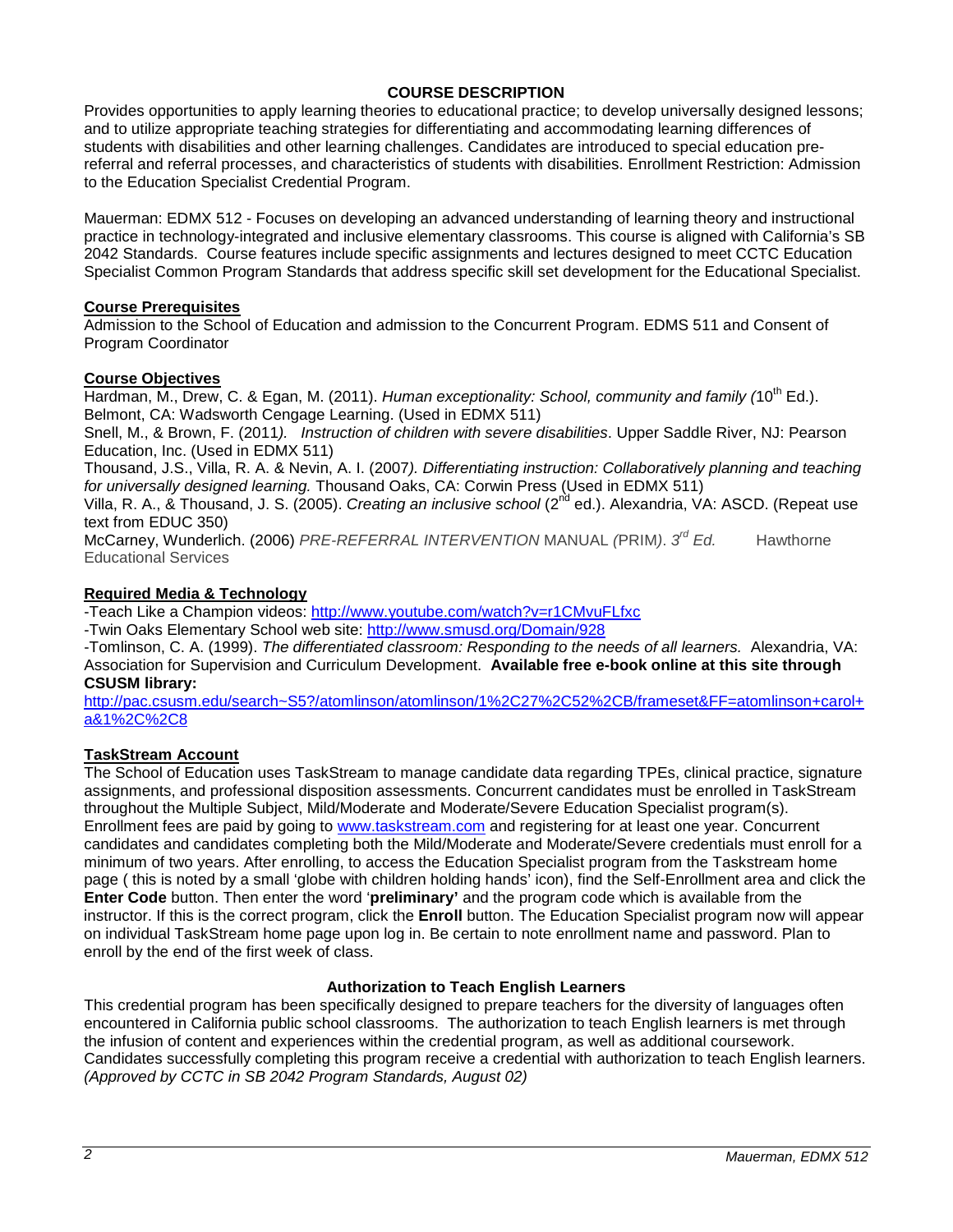## COURSE DESCRIPTION

Provides opportunities to apply learning theories to educational practice; to develop universally designed lessons; and to utilize appropriate teaching strategies for differentiating and accommodating learning differences of students with disabilities and other learning challenges. Candidates are introduced to special education pre-referral and referral processes, and characteristics of students with disabilities. Enrollment Restriction: Admission to the Education Specialist Credential Program.

Mauerman: EDMX 512 - Focuses on developing an advanced understanding of learning theory and instructional practice in technology-integrated and inclusive elementary classrooms. This course is aligned with California's SB 2042 Standards. Course features include specific assignments and lectures designed to meet CCTC Education Specialist Common Program Standards that address specific skill set development for the Educational Specialist.

### Course Prerequisites

Admission to the School of Education and admission to the Concurrent Program. EDMS 511 and Consent of Program Coordinator

### Course Objectives

Hardman, M., Drew, C. & Egan, M. (2011). *Human exceptionality: School, community and family (*10th Ed.). Belmont, CA: Wadsworth Cengage Learning. (Used in EDMX 511)
Snell, M., & Brown, F. (2011*). Instruction of children with severe disabilities*. Upper Saddle River, NJ: Pearson Education, Inc. (Used in EDMX 511)
Thousand, J.S., Villa, R. A. & Nevin, A. I. (2007*). Differentiating instruction: Collaboratively planning and teaching for universally designed learning.* Thousand Oaks, CA: Corwin Press (Used in EDMX 511)
Villa, R. A., & Thousand, J. S. (2005). *Creating an inclusive school* (2nd ed.). Alexandria, VA: ASCD. (Repeat use text from EDUC 350)
McCarney, Wunderlich. (2006) *PRE-REFERRAL INTERVENTION* MANUAL *(*PRIM*). 3rd Ed.* Hawthorne Educational Services

### Required Media & Technology

-Teach Like a Champion videos: http://www.youtube.com/watch?v=r1CMvuFLfxc
-Twin Oaks Elementary School web site: http://www.smusd.org/Domain/928
-Tomlinson, C. A. (1999). *The differentiated classroom: Responding to the needs of all learners.* Alexandria, VA: Association for Supervision and Curriculum Development. **Available free e-book online at this site through CSUSM library:**
http://pac.csusm.edu/search~S5?/atomlinson/atomlinson/1%2C27%2C52%2CB/frameset&FF=atomlinson+carol+a&1%2C%2C8

### TaskStream Account

The School of Education uses TaskStream to manage candidate data regarding TPEs, clinical practice, signature assignments, and professional disposition assessments. Concurrent candidates must be enrolled in TaskStream throughout the Multiple Subject, Mild/Moderate and Moderate/Severe Education Specialist program(s). Enrollment fees are paid by going to www.taskstream.com and registering for at least one year. Concurrent candidates and candidates completing both the Mild/Moderate and Moderate/Severe credentials must enroll for a minimum of two years. After enrolling, to access the Education Specialist program from the Taskstream home page ( this is noted by a small 'globe with children holding hands' icon), find the Self-Enrollment area and click the **Enter Code** button. Then enter the word '**preliminary'** and the program code which is available from the instructor. If this is the correct program, click the **Enroll** button. The Education Specialist program now will appear on individual TaskStream home page upon log in. Be certain to note enrollment name and password. Plan to enroll by the end of the first week of class.

## Authorization to Teach English Learners

This credential program has been specifically designed to prepare teachers for the diversity of languages often encountered in California public school classrooms. The authorization to teach English learners is met through the infusion of content and experiences within the credential program, as well as additional coursework. Candidates successfully completing this program receive a credential with authorization to teach English learners. *(Approved by CCTC in SB 2042 Program Standards, August 02)*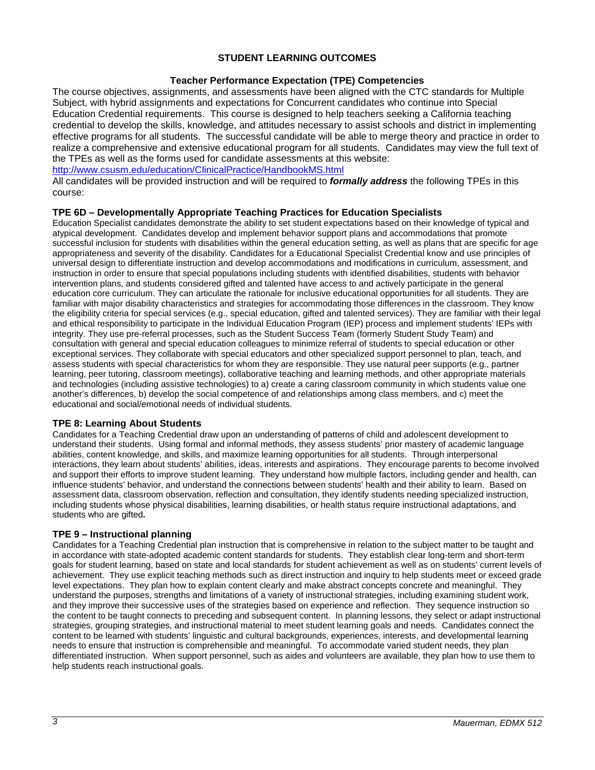## STUDENT LEARNING OUTCOMES

### Teacher Performance Expectation (TPE) Competencies

The course objectives, assignments, and assessments have been aligned with the CTC standards for Multiple Subject, with hybrid assignments and expectations for Concurrent candidates who continue into Special Education Credential requirements. This course is designed to help teachers seeking a California teaching credential to develop the skills, knowledge, and attitudes necessary to assist schools and district in implementing effective programs for all students. The successful candidate will be able to merge theory and practice in order to realize a comprehensive and extensive educational program for all students. Candidates may view the full text of the TPEs as well as the forms used for candidate assessments at this website: http://www.csusm.edu/education/ClinicalPractice/HandbookMS.html

All candidates will be provided instruction and will be required to ***formally address*** the following TPEs in this course:

### TPE 6D – Developmentally Appropriate Teaching Practices for Education Specialists

Education Specialist candidates demonstrate the ability to set student expectations based on their knowledge of typical and atypical development. Candidates develop and implement behavior support plans and accommodations that promote successful inclusion for students with disabilities within the general education setting, as well as plans that are specific for age appropriateness and severity of the disability. Candidates for a Educational Specialist Credential know and use principles of universal design to differentiate instruction and develop accommodations and modifications in curriculum, assessment, and instruction in order to ensure that special populations including students with identified disabilities, students with behavior intervention plans, and students considered gifted and talented have access to and actively participate in the general education core curriculum. They can articulate the rationale for inclusive educational opportunities for all students. They are familiar with major disability characteristics and strategies for accommodating those differences in the classroom. They know the eligibility criteria for special services (e.g., special education, gifted and talented services). They are familiar with their legal and ethical responsibility to participate in the Individual Education Program (IEP) process and implement students' IEPs with integrity. They use pre-referral processes, such as the Student Success Team (formerly Student Study Team) and consultation with general and special education colleagues to minimize referral of students to special education or other exceptional services. They collaborate with special educators and other specialized support personnel to plan, teach, and assess students with special characteristics for whom they are responsible. They use natural peer supports (e.g., partner learning, peer tutoring, classroom meetings), collaborative teaching and learning methods, and other appropriate materials and technologies (including assistive technologies) to a) create a caring classroom community in which students value one another's differences, b) develop the social competence of and relationships among class members, and c) meet the educational and social/emotional needs of individual students.

### TPE 8: Learning About Students

Candidates for a Teaching Credential draw upon an understanding of patterns of child and adolescent development to understand their students. Using formal and informal methods, they assess students' prior mastery of academic language abilities, content knowledge, and skills, and maximize learning opportunities for all students. Through interpersonal interactions, they learn about students' abilities, ideas, interests and aspirations. They encourage parents to become involved and support their efforts to improve student learning. They understand how multiple factors, including gender and health, can influence students' behavior, and understand the connections between students' health and their ability to learn. Based on assessment data, classroom observation, reflection and consultation, they identify students needing specialized instruction, including students whose physical disabilities, learning disabilities, or health status require instructional adaptations, and students who are gifted**.**

### TPE 9 – Instructional planning

Candidates for a Teaching Credential plan instruction that is comprehensive in relation to the subject matter to be taught and in accordance with state-adopted academic content standards for students. They establish clear long-term and short-term goals for student learning, based on state and local standards for student achievement as well as on students' current levels of achievement. They use explicit teaching methods such as direct instruction and inquiry to help students meet or exceed grade level expectations. They plan how to explain content clearly and make abstract concepts concrete and meaningful. They understand the purposes, strengths and limitations of a variety of instructional strategies, including examining student work, and they improve their successive uses of the strategies based on experience and reflection. They sequence instruction so the content to be taught connects to preceding and subsequent content. In planning lessons, they select or adapt instructional strategies, grouping strategies, and instructional material to meet student learning goals and needs. Candidates connect the content to be learned with students' linguistic and cultural backgrounds, experiences, interests, and developmental learning needs to ensure that instruction is comprehensible and meaningful. To accommodate varied student needs, they plan differentiated instruction. When support personnel, such as aides and volunteers are available, they plan how to use them to help students reach instructional goals.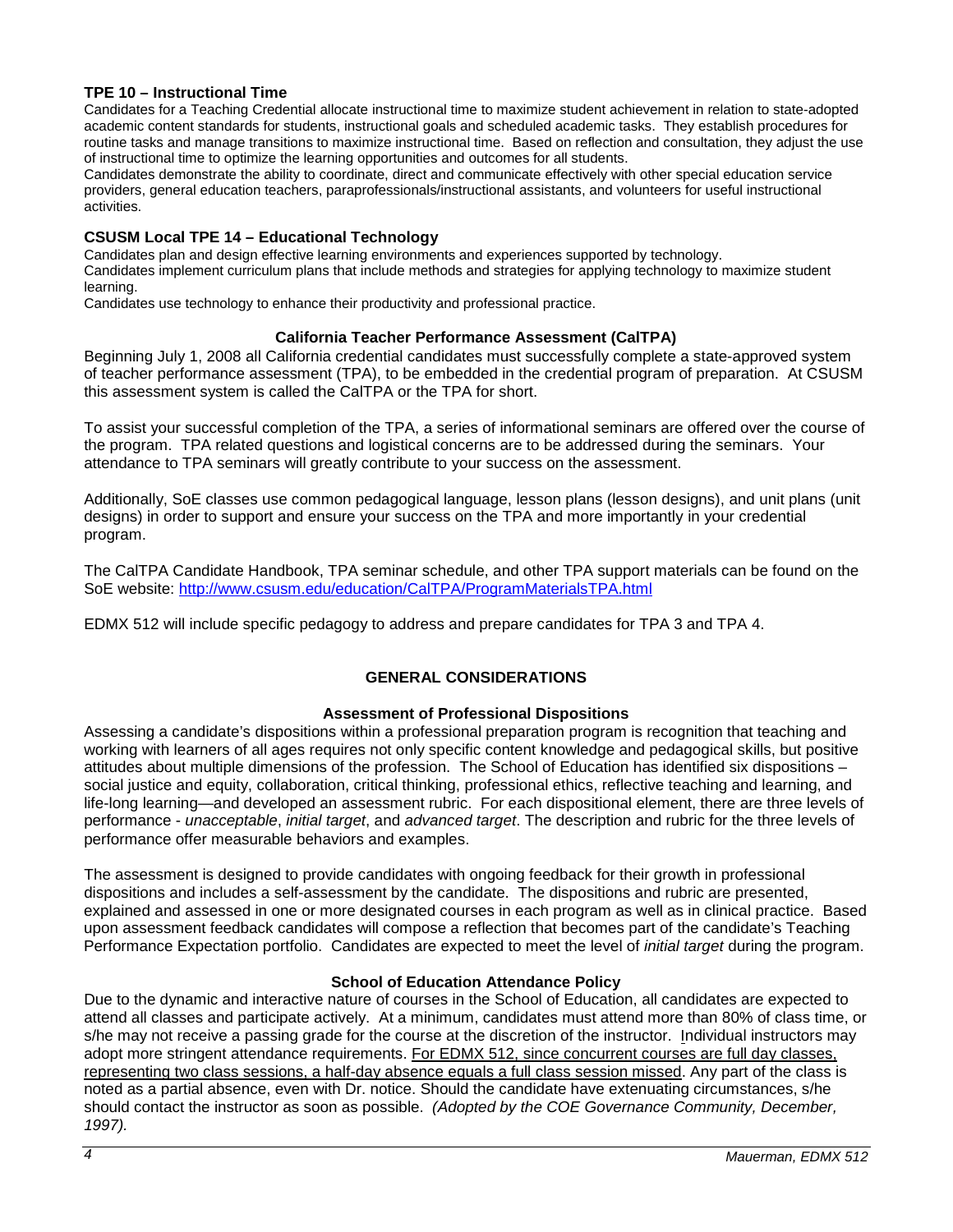### TPE 10 – Instructional Time

Candidates for a Teaching Credential allocate instructional time to maximize student achievement in relation to state-adopted academic content standards for students, instructional goals and scheduled academic tasks. They establish procedures for routine tasks and manage transitions to maximize instructional time. Based on reflection and consultation, they adjust the use of instructional time to optimize the learning opportunities and outcomes for all students.

Candidates demonstrate the ability to coordinate, direct and communicate effectively with other special education service providers, general education teachers, paraprofessionals/instructional assistants, and volunteers for useful instructional activities.

### CSUSM Local TPE 14 – Educational Technology

Candidates plan and design effective learning environments and experiences supported by technology.

Candidates implement curriculum plans that include methods and strategies for applying technology to maximize student learning.

Candidates use technology to enhance their productivity and professional practice.

### California Teacher Performance Assessment (CalTPA)

Beginning July 1, 2008 all California credential candidates must successfully complete a state-approved system of teacher performance assessment (TPA), to be embedded in the credential program of preparation. At CSUSM this assessment system is called the CalTPA or the TPA for short.

To assist your successful completion of the TPA, a series of informational seminars are offered over the course of the program. TPA related questions and logistical concerns are to be addressed during the seminars. Your attendance to TPA seminars will greatly contribute to your success on the assessment.

Additionally, SoE classes use common pedagogical language, lesson plans (lesson designs), and unit plans (unit designs) in order to support and ensure your success on the TPA and more importantly in your credential program.

The CalTPA Candidate Handbook, TPA seminar schedule, and other TPA support materials can be found on the SoE website: http://www.csusm.edu/education/CalTPA/ProgramMaterialsTPA.html

EDMX 512 will include specific pedagogy to address and prepare candidates for TPA 3 and TPA 4.

## GENERAL CONSIDERATIONS

### Assessment of Professional Dispositions

Assessing a candidate's dispositions within a professional preparation program is recognition that teaching and working with learners of all ages requires not only specific content knowledge and pedagogical skills, but positive attitudes about multiple dimensions of the profession. The School of Education has identified six dispositions – social justice and equity, collaboration, critical thinking, professional ethics, reflective teaching and learning, and life-long learning—and developed an assessment rubric. For each dispositional element, there are three levels of performance - *unacceptable*, *initial target*, and *advanced target*. The description and rubric for the three levels of performance offer measurable behaviors and examples.

The assessment is designed to provide candidates with ongoing feedback for their growth in professional dispositions and includes a self-assessment by the candidate. The dispositions and rubric are presented, explained and assessed in one or more designated courses in each program as well as in clinical practice. Based upon assessment feedback candidates will compose a reflection that becomes part of the candidate's Teaching Performance Expectation portfolio. Candidates are expected to meet the level of *initial target* during the program.

### School of Education Attendance Policy

Due to the dynamic and interactive nature of courses in the School of Education, all candidates are expected to attend all classes and participate actively. At a minimum, candidates must attend more than 80% of class time, or s/he may not receive a passing grade for the course at the discretion of the instructor. Individual instructors may adopt more stringent attendance requirements. For EDMX 512, since concurrent courses are full day classes, representing two class sessions, a half-day absence equals a full class session missed. Any part of the class is noted as a partial absence, even with Dr. notice. Should the candidate have extenuating circumstances, s/he should contact the instructor as soon as possible. *(Adopted by the COE Governance Community, December, 1997).*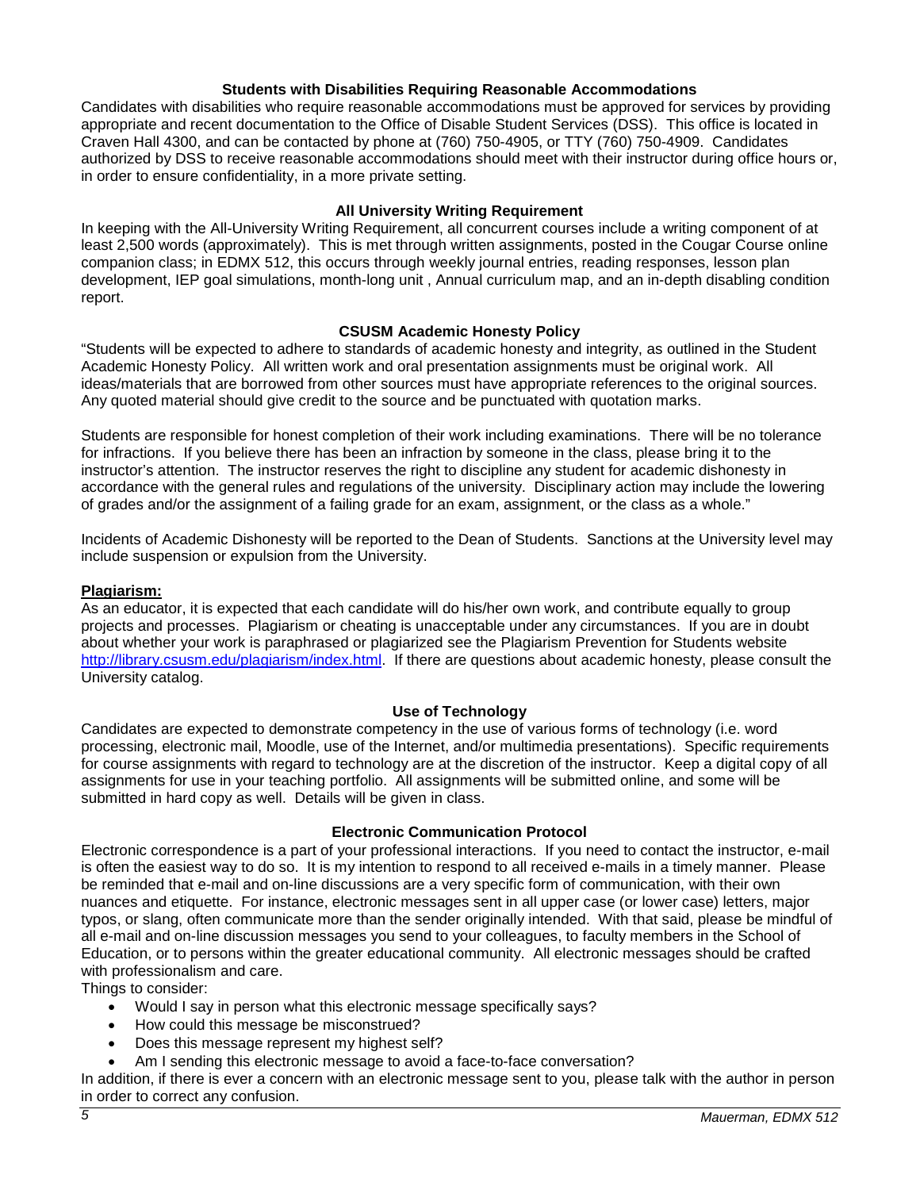### Students with Disabilities Requiring Reasonable Accommodations

Candidates with disabilities who require reasonable accommodations must be approved for services by providing appropriate and recent documentation to the Office of Disable Student Services (DSS). This office is located in Craven Hall 4300, and can be contacted by phone at (760) 750-4905, or TTY (760) 750-4909. Candidates authorized by DSS to receive reasonable accommodations should meet with their instructor during office hours or, in order to ensure confidentiality, in a more private setting.

### All University Writing Requirement

In keeping with the All-University Writing Requirement, all concurrent courses include a writing component of at least 2,500 words (approximately). This is met through written assignments, posted in the Cougar Course online companion class; in EDMX 512, this occurs through weekly journal entries, reading responses, lesson plan development, IEP goal simulations, month-long unit , Annual curriculum map, and an in-depth disabling condition report.

### CSUSM Academic Honesty Policy

"Students will be expected to adhere to standards of academic honesty and integrity, as outlined in the Student Academic Honesty Policy. All written work and oral presentation assignments must be original work. All ideas/materials that are borrowed from other sources must have appropriate references to the original sources. Any quoted material should give credit to the source and be punctuated with quotation marks.

Students are responsible for honest completion of their work including examinations. There will be no tolerance for infractions. If you believe there has been an infraction by someone in the class, please bring it to the instructor's attention. The instructor reserves the right to discipline any student for academic dishonesty in accordance with the general rules and regulations of the university. Disciplinary action may include the lowering of grades and/or the assignment of a failing grade for an exam, assignment, or the class as a whole."

Incidents of Academic Dishonesty will be reported to the Dean of Students. Sanctions at the University level may include suspension or expulsion from the University.

**Plagiarism:**

As an educator, it is expected that each candidate will do his/her own work, and contribute equally to group projects and processes. Plagiarism or cheating is unacceptable under any circumstances. If you are in doubt about whether your work is paraphrased or plagiarized see the Plagiarism Prevention for Students website http://library.csusm.edu/plagiarism/index.html. If there are questions about academic honesty, please consult the University catalog.

### Use of Technology

Candidates are expected to demonstrate competency in the use of various forms of technology (i.e. word processing, electronic mail, Moodle, use of the Internet, and/or multimedia presentations). Specific requirements for course assignments with regard to technology are at the discretion of the instructor. Keep a digital copy of all assignments for use in your teaching portfolio. All assignments will be submitted online, and some will be submitted in hard copy as well. Details will be given in class.

### Electronic Communication Protocol

Electronic correspondence is a part of your professional interactions. If you need to contact the instructor, e-mail is often the easiest way to do so. It is my intention to respond to all received e-mails in a timely manner. Please be reminded that e-mail and on-line discussions are a very specific form of communication, with their own nuances and etiquette. For instance, electronic messages sent in all upper case (or lower case) letters, major typos, or slang, often communicate more than the sender originally intended. With that said, please be mindful of all e-mail and on-line discussion messages you send to your colleagues, to faculty members in the School of Education, or to persons within the greater educational community. All electronic messages should be crafted with professionalism and care.

Things to consider:

- Would I say in person what this electronic message specifically says?
- How could this message be misconstrued?
- Does this message represent my highest self?
- Am I sending this electronic message to avoid a face-to-face conversation?

In addition, if there is ever a concern with an electronic message sent to you, please talk with the author in person in order to correct any confusion.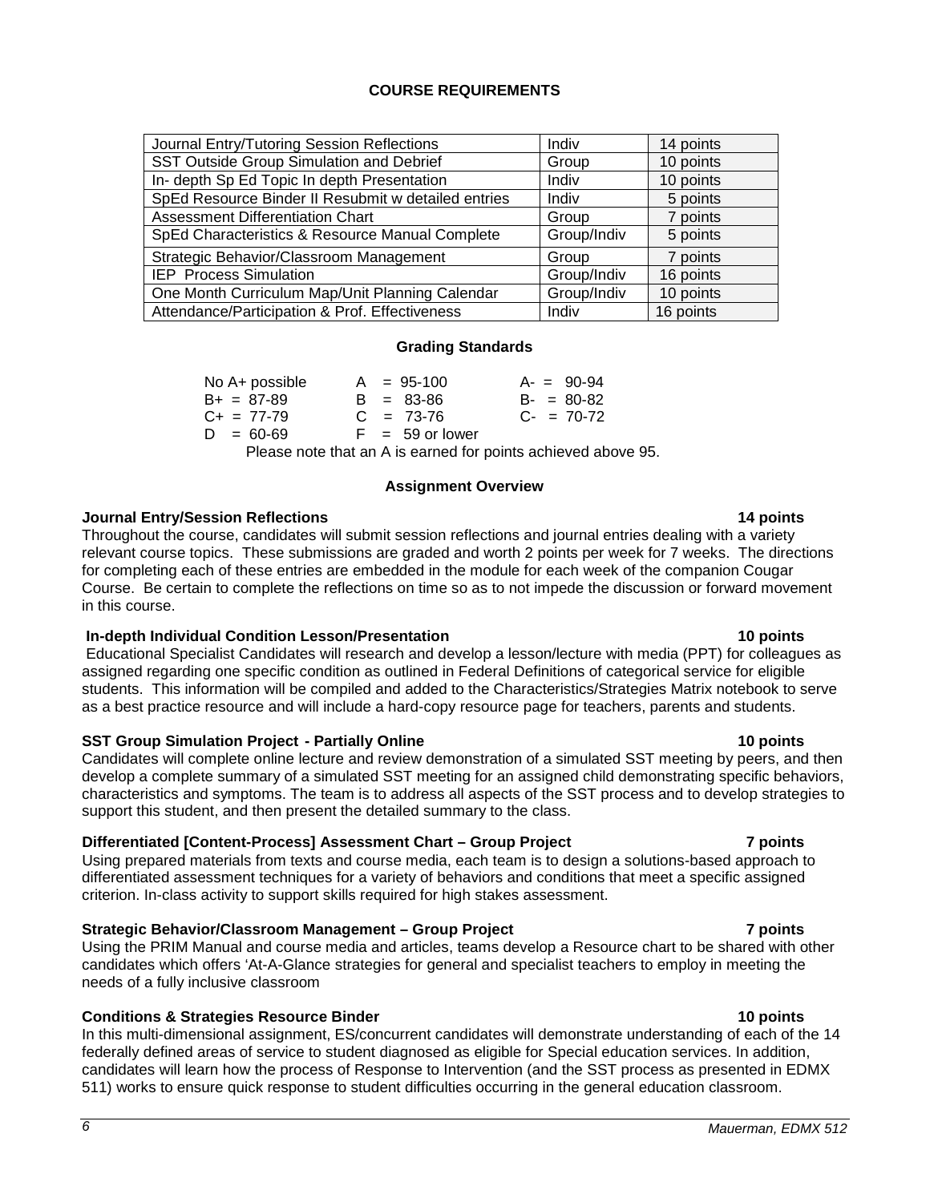## COURSE REQUIREMENTS

| Journal Entry/Tutoring Session Reflections | Indiv | 14 points |
|---|---|---|
| SST Outside Group Simulation and Debrief | Group | 10 points |
| In- depth Sp Ed Topic In depth Presentation | Indiv | 10 points |
| SpEd Resource Binder II Resubmit w detailed entries | Indiv | 5 points |
| Assessment Differentiation Chart | Group | 7 points |
| SpEd Characteristics & Resource Manual Complete | Group/Indiv | 5 points |
| Strategic Behavior/Classroom Management | Group | 7 points |
| IEP Process Simulation | Group/Indiv | 16 points |
| One Month Curriculum Map/Unit Planning Calendar | Group/Indiv | 10 points |
| Attendance/Participation & Prof. Effectiveness | Indiv | 16 points |

### Grading Standards

| | | |
|---|---|---|
| No A+ possible | A = 95-100 | A- = 90-94 |
| B+ = 87-89 | B = 83-86 | B- = 80-82 |
| C+ = 77-79 | C = 73-76 | C- = 70-72 |
| D = 60-69 | F = 59 or lower | |

Please note that an A is earned for points achieved above 95.

### Assignment Overview

**Journal Entry/Session Reflections 14 points**

Throughout the course, candidates will submit session reflections and journal entries dealing with a variety relevant course topics. These submissions are graded and worth 2 points per week for 7 weeks. The directions for completing each of these entries are embedded in the module for each week of the companion Cougar Course. Be certain to complete the reflections on time so as to not impede the discussion or forward movement in this course.

**In-depth Individual Condition Lesson/Presentation 10 points**

Educational Specialist Candidates will research and develop a lesson/lecture with media (PPT) for colleagues as assigned regarding one specific condition as outlined in Federal Definitions of categorical service for eligible students. This information will be compiled and added to the Characteristics/Strategies Matrix notebook to serve as a best practice resource and will include a hard-copy resource page for teachers, parents and students.

**SST Group Simulation Project - Partially Online 10 points**

Candidates will complete online lecture and review demonstration of a simulated SST meeting by peers, and then develop a complete summary of a simulated SST meeting for an assigned child demonstrating specific behaviors, characteristics and symptoms. The team is to address all aspects of the SST process and to develop strategies to support this student, and then present the detailed summary to the class.

**Differentiated [Content-Process] Assessment Chart – Group Project 7 points**

Using prepared materials from texts and course media, each team is to design a solutions-based approach to differentiated assessment techniques for a variety of behaviors and conditions that meet a specific assigned criterion. In-class activity to support skills required for high stakes assessment.

**Strategic Behavior/Classroom Management – Group Project 7 points**

Using the PRIM Manual and course media and articles, teams develop a Resource chart to be shared with other candidates which offers 'At-A-Glance strategies for general and specialist teachers to employ in meeting the needs of a fully inclusive classroom

**Conditions & Strategies Resource Binder 10 points**

In this multi-dimensional assignment, ES/concurrent candidates will demonstrate understanding of each of the 14 federally defined areas of service to student diagnosed as eligible for Special education services. In addition, candidates will learn how the process of Response to Intervention (and the SST process as presented in EDMX 511) works to ensure quick response to student difficulties occurring in the general education classroom.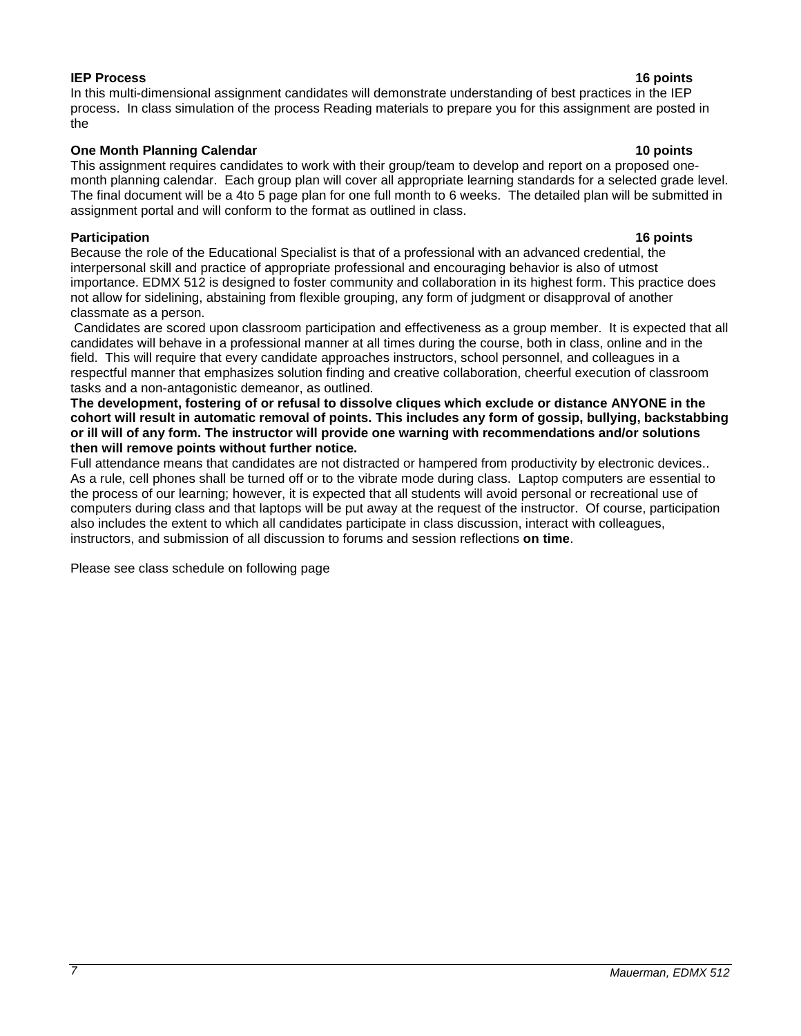**IEP Process** **16 points**

In this multi-dimensional assignment candidates will demonstrate understanding of best practices in the IEP process. In class simulation of the process Reading materials to prepare you for this assignment are posted in the

**One Month Planning Calendar** **10 points**

This assignment requires candidates to work with their group/team to develop and report on a proposed one-month planning calendar. Each group plan will cover all appropriate learning standards for a selected grade level. The final document will be a 4to 5 page plan for one full month to 6 weeks. The detailed plan will be submitted in assignment portal and will conform to the format as outlined in class.

**Participation** **16 points**

Because the role of the Educational Specialist is that of a professional with an advanced credential, the interpersonal skill and practice of appropriate professional and encouraging behavior is also of utmost importance. EDMX 512 is designed to foster community and collaboration in its highest form. This practice does not allow for sidelining, abstaining from flexible grouping, any form of judgment or disapproval of another classmate as a person.

Candidates are scored upon classroom participation and effectiveness as a group member. It is expected that all candidates will behave in a professional manner at all times during the course, both in class, online and in the field. This will require that every candidate approaches instructors, school personnel, and colleagues in a respectful manner that emphasizes solution finding and creative collaboration, cheerful execution of classroom tasks and a non-antagonistic demeanor, as outlined.

**The development, fostering of or refusal to dissolve cliques which exclude or distance ANYONE in the cohort will result in automatic removal of points. This includes any form of gossip, bullying, backstabbing or ill will of any form. The instructor will provide one warning with recommendations and/or solutions then will remove points without further notice.**

Full attendance means that candidates are not distracted or hampered from productivity by electronic devices.. As a rule, cell phones shall be turned off or to the vibrate mode during class. Laptop computers are essential to the process of our learning; however, it is expected that all students will avoid personal or recreational use of computers during class and that laptops will be put away at the request of the instructor. Of course, participation also includes the extent to which all candidates participate in class discussion, interact with colleagues, instructors, and submission of all discussion to forums and session reflections **on time**.

Please see class schedule on following page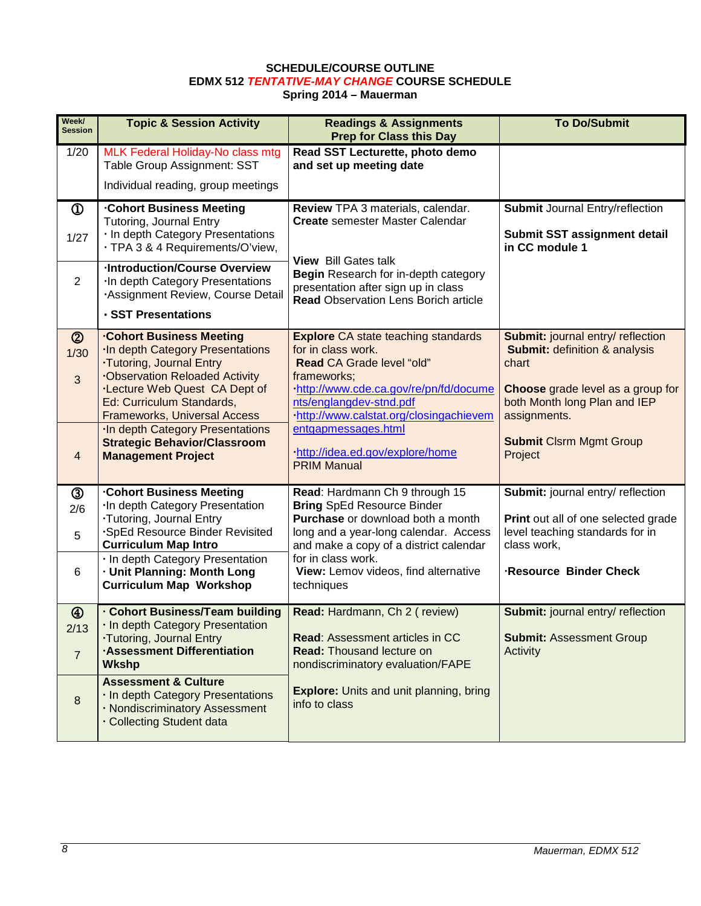**SCHEDULE/COURSE OUTLINE**
**EDMX 512 *TENTATIVE-MAY CHANGE* COURSE SCHEDULE**
**Spring 2014 – Mauerman**

| Week/ Session | Topic & Session Activity | Readings & Assignments Prep for Class this Day | To Do/Submit |
|---|---|---|---|
| 1/20 | MLK Federal Holiday-No class mtg<br>Table Group Assignment: SST<br>Individual reading, group meetings | **Read SST Lecturette, photo demo and set up meeting date** | |
| ①<br>1/27 | **·Cohort Business Meeting**<br>Tutoring, Journal Entry<br>· In depth Category Presentations<br>· TPA 3 & 4 Requirements/O'view, | **Review** TPA 3 materials, calendar.<br>**Create** semester Master Calendar<br>**View** Bill Gates talk<br>**Begin** Research for in-depth category presentation after sign up in class<br>**Read** Observation Lens Borich article | **Submit** Journal Entry/reflection<br>**Submit SST assignment detail in CC module 1** |
| 2 | **·Introduction/Course Overview**<br>·In depth Category Presentations<br>·Assignment Review, Course Detail<br>**· SST Presentations** | | |
| ②<br>1/30<br>3 | **·Cohort Business Meeting**<br>·In depth Category Presentations<br>·Tutoring, Journal Entry<br>·Observation Reloaded Activity<br>·Lecture Web Quest CA Dept of Ed: Curriculum Standards, Frameworks, Universal Access | **Explore** CA state teaching standards for in class work.<br>**Read** CA Grade level "old" frameworks;<br>·http://www.cde.ca.gov/re/pn/fd/documents/englangdev-stnd.pdf<br>·http://www.calstat.org/closingachievementgapmessages.html<br>·http://idea.ed.gov/explore/home<br>PRIM Manual | **Submit:** journal entry/ reflection<br>**Submit:** definition & analysis chart<br>**Choose** grade level as a group for both Month long Plan and IEP assignments.<br>**Submit** Clsrm Mgmt Group Project |
| 4 | ·In depth Category Presentations<br>**Strategic Behavior/Classroom Management Project** | | |
| ③<br>2/6<br>5 | **·Cohort Business Meeting**<br>·In depth Category Presentation<br>·Tutoring, Journal Entry<br>·SpEd Resource Binder Revisited<br>**Curriculum Map Intro** | **Read**: Hardmann Ch 9 through 15<br>**Bring** SpEd Resource Binder<br>**Purchase** or download both a month long and a year-long calendar. Access and make a copy of a district calendar for in class work.<br>**View:** Lemov videos, find alternative techniques | **Submit:** journal entry/ reflection<br>**Print** out all of one selected grade level teaching standards for in class work,<br>**·Resource Binder Check** |
| 6 | · In depth Category Presentation<br>**· Unit Planning: Month Long Curriculum Map Workshop** | | |
| ④<br>2/13<br>7 | **· Cohort Business/Team building**<br>· In depth Category Presentation<br>·Tutoring, Journal Entry<br>**·Assessment Differentiation Wkshp** | **Read:** Hardmann, Ch 2 ( review)<br>**Read**: Assessment articles in CC<br>**Read:** Thousand lecture on nondiscriminatory evaluation/FAPE<br>**Explore:** Units and unit planning, bring info to class | **Submit:** journal entry/ reflection<br>**Submit:** Assessment Group Activity |
| 8 | **Assessment & Culture**<br>· In depth Category Presentations<br>· Nondiscriminatory Assessment<br>· Collecting Student data | | |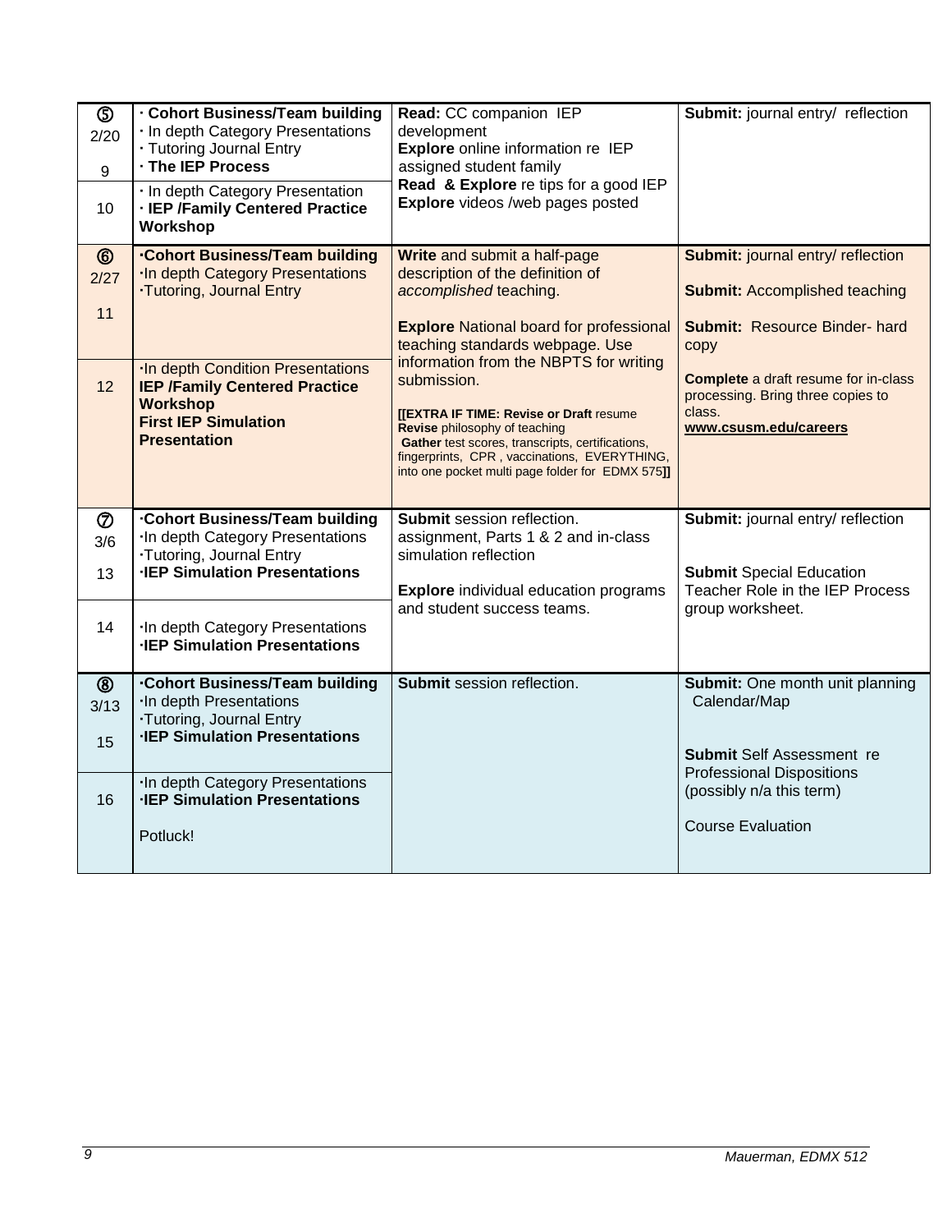| | | | |
|---|---|---|---|
| ⑤<br>2/20<br>9 | · **Cohort Business/Team building**<br>· In depth Category Presentations<br>· Tutoring Journal Entry<br>· **The IEP Process** | **Read:** CC companion IEP development<br>**Explore** online information re IEP assigned student family<br>**Read & Explore** re tips for a good IEP<br>**Explore** videos /web pages posted | **Submit:** journal entry/ reflection |
| 10 | · In depth Category Presentation<br>· **IEP /Family Centered Practice Workshop** | | |
| ⑥<br>2/27<br>11 | ·**Cohort Business/Team building**<br>·In depth Category Presentations<br>·Tutoring, Journal Entry | **Write** and submit a half-page description of the definition of *accomplished* teaching.<br><br>**Explore** National board for professional teaching standards webpage. Use information from the NBPTS for writing submission.<br><br>**[[EXTRA IF TIME: Revise or Draft** resume<br>**Revise** philosophy of teaching<br>**Gather** test scores, transcripts, certifications, fingerprints, CPR , vaccinations, EVERYTHING, into one pocket multi page folder for EDMX 575**]]** | **Submit:** journal entry/ reflection<br><br>**Submit:** Accomplished teaching<br><br>**Submit:** Resource Binder- hard copy<br><br>**Complete** a draft resume for in-class processing. Bring three copies to class.<br>**www.csusm.edu/careers** |
| 12 | ·In depth Condition Presentations<br>**IEP /Family Centered Practice Workshop**<br>**First IEP Simulation Presentation** | | |
| ⑦<br>3/6<br>13 | ·**Cohort Business/Team building**<br>·In depth Category Presentations<br>·Tutoring, Journal Entry<br>·**IEP Simulation Presentations** | **Submit** session reflection.<br>assignment, Parts 1 & 2 and in-class simulation reflection<br><br>**Explore** individual education programs and student success teams. | **Submit:** journal entry/ reflection<br><br>**Submit** Special Education Teacher Role in the IEP Process group worksheet. |
| 14 | ·In depth Category Presentations<br>·**IEP Simulation Presentations** | | |
| ⑧<br>3/13<br>15 | ·**Cohort Business/Team building**<br>·In depth Presentations<br>·Tutoring, Journal Entry<br>·**IEP Simulation Presentations** | **Submit** session reflection. | **Submit:** One month unit planning Calendar/Map<br><br>**Submit** Self Assessment re Professional Dispositions (possibly n/a this term)<br><br>Course Evaluation |
| 16 | ·In depth Category Presentations<br>·**IEP Simulation Presentations**<br><br>Potluck! | | |